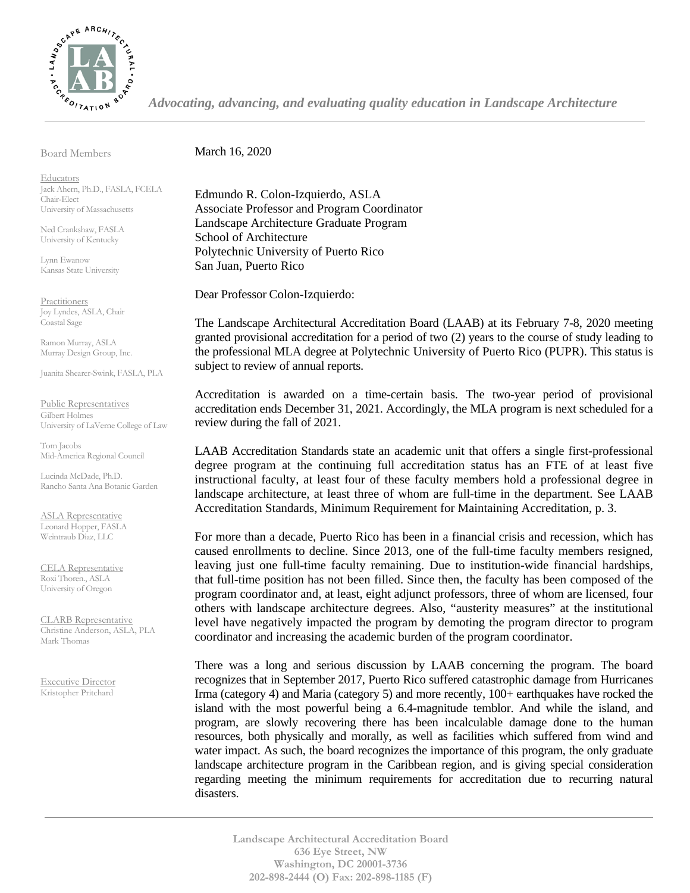*Advocating, advancing, and evaluating quality education in Landscape Architecture*

Board Members

Educators
Jack Ahern, Ph.D., FASLA, FCELA
Chair-Elect
University of Massachusetts

Ned Crankshaw, FASLA
University of Kentucky

Lynn Ewanow
Kansas State University

Practitioners
Joy Lyndes, ASLA, Chair
Coastal Sage

Ramon Murray, ASLA
Murray Design Group, Inc.

Juanita Shearer-Swink, FASLA, PLA

Public Representatives
Gilbert Holmes
University of LaVerne College of Law

Tom Jacobs
Mid-America Regional Council

Lucinda McDade, Ph.D.
Rancho Santa Ana Botanic Garden

ASLA Representative
Leonard Hopper, FASLA
Weintraub Diaz, LLC

CELA Representative
Roxi Thoren., ASLA
University of Oregon

CLARB Representative
Christine Anderson, ASLA, PLA
Mark Thomas

Executive Director
Kristopher Pritchard

March 16, 2020

Edmundo R. Colon-Izquierdo, ASLA
Associate Professor and Program Coordinator
Landscape Architecture Graduate Program
School of Architecture
Polytechnic University of Puerto Rico
San Juan, Puerto Rico

Dear Professor Colon-Izquierdo:

The Landscape Architectural Accreditation Board (LAAB) at its February 7-8, 2020 meeting granted provisional accreditation for a period of two (2) years to the course of study leading to the professional MLA degree at Polytechnic University of Puerto Rico (PUPR). This status is subject to review of annual reports.

Accreditation is awarded on a time-certain basis. The two-year period of provisional accreditation ends December 31, 2021. Accordingly, the MLA program is next scheduled for a review during the fall of 2021.

LAAB Accreditation Standards state an academic unit that offers a single first-professional degree program at the continuing full accreditation status has an FTE of at least five instructional faculty, at least four of these faculty members hold a professional degree in landscape architecture, at least three of whom are full-time in the department. See LAAB Accreditation Standards, Minimum Requirement for Maintaining Accreditation, p. 3.

For more than a decade, Puerto Rico has been in a financial crisis and recession, which has caused enrollments to decline. Since 2013, one of the full-time faculty members resigned, leaving just one full-time faculty remaining. Due to institution-wide financial hardships, that full-time position has not been filled. Since then, the faculty has been composed of the program coordinator and, at least, eight adjunct professors, three of whom are licensed, four others with landscape architecture degrees. Also, "austerity measures" at the institutional level have negatively impacted the program by demoting the program director to program coordinator and increasing the academic burden of the program coordinator.

There was a long and serious discussion by LAAB concerning the program. The board recognizes that in September 2017, Puerto Rico suffered catastrophic damage from Hurricanes Irma (category 4) and Maria (category 5) and more recently, 100+ earthquakes have rocked the island with the most powerful being a 6.4-magnitude temblor. And while the island, and program, are slowly recovering there has been incalculable damage done to the human resources, both physically and morally, as well as facilities which suffered from wind and water impact. As such, the board recognizes the importance of this program, the only graduate landscape architecture program in the Caribbean region, and is giving special consideration regarding meeting the minimum requirements for accreditation due to recurring natural disasters.

**Landscape Architectural Accreditation Board**
**636 Eye Street, NW**
**Washington, DC 20001-3736**
**202-898-2444 (O) Fax: 202-898-1185 (F)**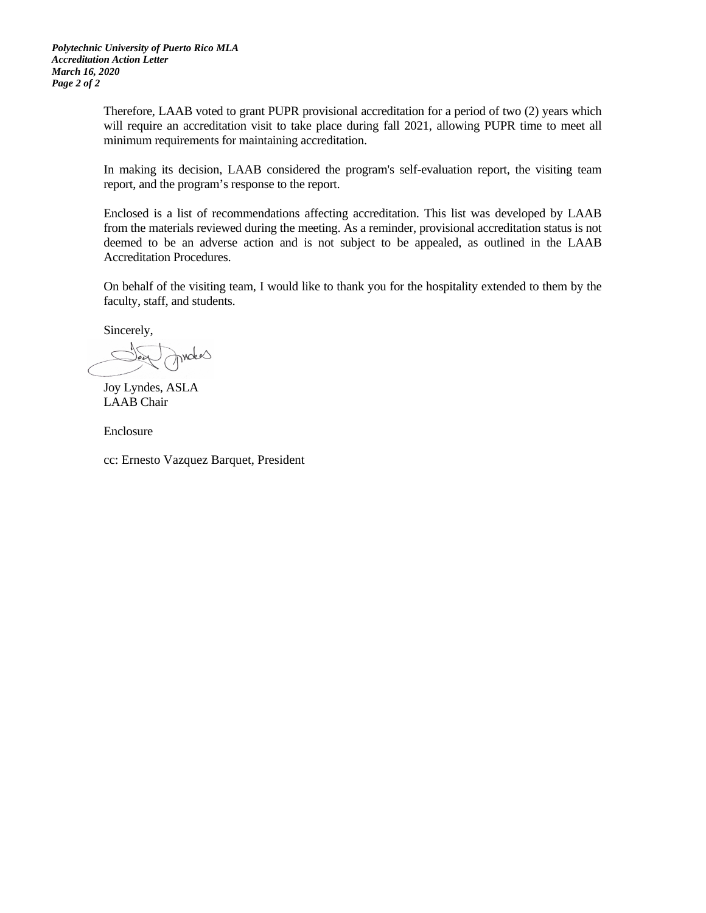Therefore, LAAB voted to grant PUPR provisional accreditation for a period of two (2) years which will require an accreditation visit to take place during fall 2021, allowing PUPR time to meet all minimum requirements for maintaining accreditation.

In making its decision, LAAB considered the program's self-evaluation report, the visiting team report, and the program's response to the report.

Enclosed is a list of recommendations affecting accreditation. This list was developed by LAAB from the materials reviewed during the meeting. As a reminder, provisional accreditation status is not deemed to be an adverse action and is not subject to be appealed, as outlined in the LAAB Accreditation Procedures.

On behalf of the visiting team, I would like to thank you for the hospitality extended to them by the faculty, staff, and students.

Sincerely,

Joy Lyndes, ASLA
LAAB Chair

Enclosure

cc: Ernesto Vazquez Barquet, President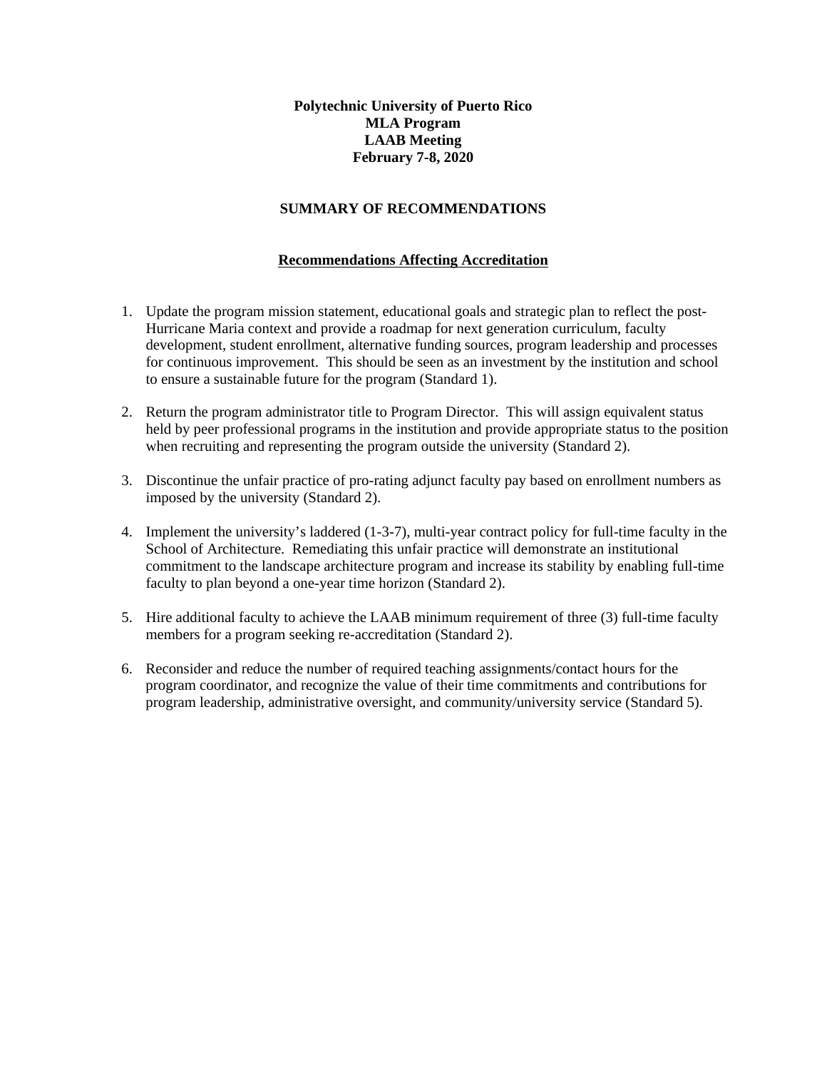**Polytechnic University of Puerto Rico**
**MLA Program**
**LAAB Meeting**
**February 7-8, 2020**

## SUMMARY OF RECOMMENDATIONS

### Recommendations Affecting Accreditation

1. Update the program mission statement, educational goals and strategic plan to reflect the post-Hurricane Maria context and provide a roadmap for next generation curriculum, faculty development, student enrollment, alternative funding sources, program leadership and processes for continuous improvement. This should be seen as an investment by the institution and school to ensure a sustainable future for the program (Standard 1).

2. Return the program administrator title to Program Director. This will assign equivalent status held by peer professional programs in the institution and provide appropriate status to the position when recruiting and representing the program outside the university (Standard 2).

3. Discontinue the unfair practice of pro-rating adjunct faculty pay based on enrollment numbers as imposed by the university (Standard 2).

4. Implement the university's laddered (1-3-7), multi-year contract policy for full-time faculty in the School of Architecture. Remediating this unfair practice will demonstrate an institutional commitment to the landscape architecture program and increase its stability by enabling full-time faculty to plan beyond a one-year time horizon (Standard 2).

5. Hire additional faculty to achieve the LAAB minimum requirement of three (3) full-time faculty members for a program seeking re-accreditation (Standard 2).

6. Reconsider and reduce the number of required teaching assignments/contact hours for the program coordinator, and recognize the value of their time commitments and contributions for program leadership, administrative oversight, and community/university service (Standard 5).